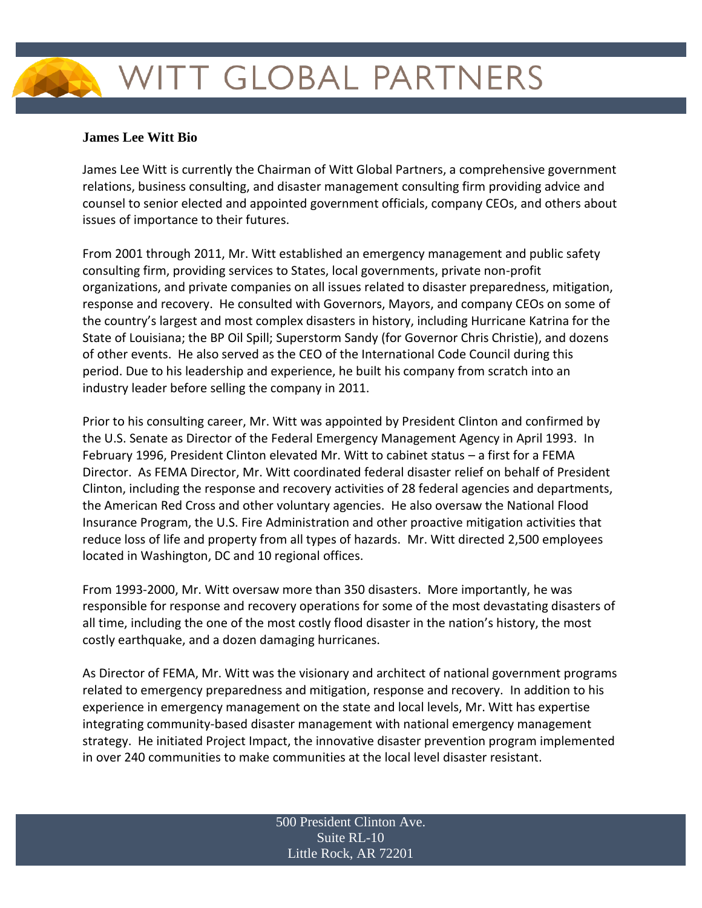# WITT GLOBAL PARTNERS

**James Lee Witt Bio**

James Lee Witt is currently the Chairman of Witt Global Partners, a comprehensive government relations, business consulting, and disaster management consulting firm providing advice and counsel to senior elected and appointed government officials, company CEOs, and others about issues of importance to their futures.

From 2001 through 2011, Mr. Witt established an emergency management and public safety consulting firm, providing services to States, local governments, private non-profit organizations, and private companies on all issues related to disaster preparedness, mitigation, response and recovery. He consulted with Governors, Mayors, and company CEOs on some of the country's largest and most complex disasters in history, including Hurricane Katrina for the State of Louisiana; the BP Oil Spill; Superstorm Sandy (for Governor Chris Christie), and dozens of other events. He also served as the CEO of the International Code Council during this period. Due to his leadership and experience, he built his company from scratch into an industry leader before selling the company in 2011.

Prior to his consulting career, Mr. Witt was appointed by President Clinton and confirmed by the U.S. Senate as Director of the Federal Emergency Management Agency in April 1993. In February 1996, President Clinton elevated Mr. Witt to cabinet status – a first for a FEMA Director. As FEMA Director, Mr. Witt coordinated federal disaster relief on behalf of President Clinton, including the response and recovery activities of 28 federal agencies and departments, the American Red Cross and other voluntary agencies. He also oversaw the National Flood Insurance Program, the U.S. Fire Administration and other proactive mitigation activities that reduce loss of life and property from all types of hazards. Mr. Witt directed 2,500 employees located in Washington, DC and 10 regional offices.

From 1993-2000, Mr. Witt oversaw more than 350 disasters. More importantly, he was responsible for response and recovery operations for some of the most devastating disasters of all time, including the one of the most costly flood disaster in the nation's history, the most costly earthquake, and a dozen damaging hurricanes.

As Director of FEMA, Mr. Witt was the visionary and architect of national government programs related to emergency preparedness and mitigation, response and recovery. In addition to his experience in emergency management on the state and local levels, Mr. Witt has expertise integrating community-based disaster management with national emergency management strategy. He initiated Project Impact, the innovative disaster prevention program implemented in over 240 communities to make communities at the local level disaster resistant.

500 President Clinton Ave.
Suite RL-10
Little Rock, AR 72201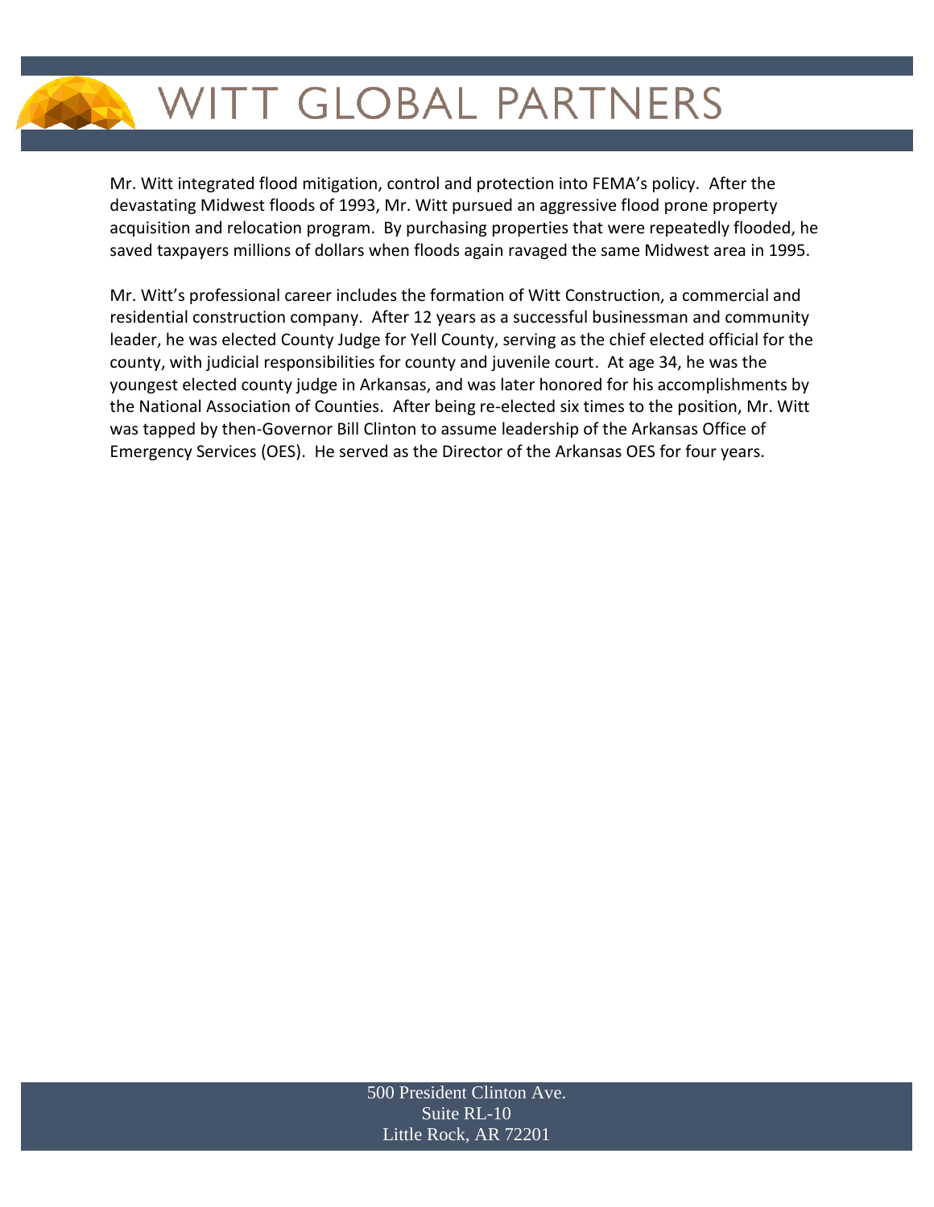Mr. Witt integrated flood mitigation, control and protection into FEMA's policy. After the devastating Midwest floods of 1993, Mr. Witt pursued an aggressive flood prone property acquisition and relocation program. By purchasing properties that were repeatedly flooded, he saved taxpayers millions of dollars when floods again ravaged the same Midwest area in 1995.

Mr. Witt's professional career includes the formation of Witt Construction, a commercial and residential construction company. After 12 years as a successful businessman and community leader, he was elected County Judge for Yell County, serving as the chief elected official for the county, with judicial responsibilities for county and juvenile court. At age 34, he was the youngest elected county judge in Arkansas, and was later honored for his accomplishments by the National Association of Counties. After being re-elected six times to the position, Mr. Witt was tapped by then-Governor Bill Clinton to assume leadership of the Arkansas Office of Emergency Services (OES). He served as the Director of the Arkansas OES for four years.